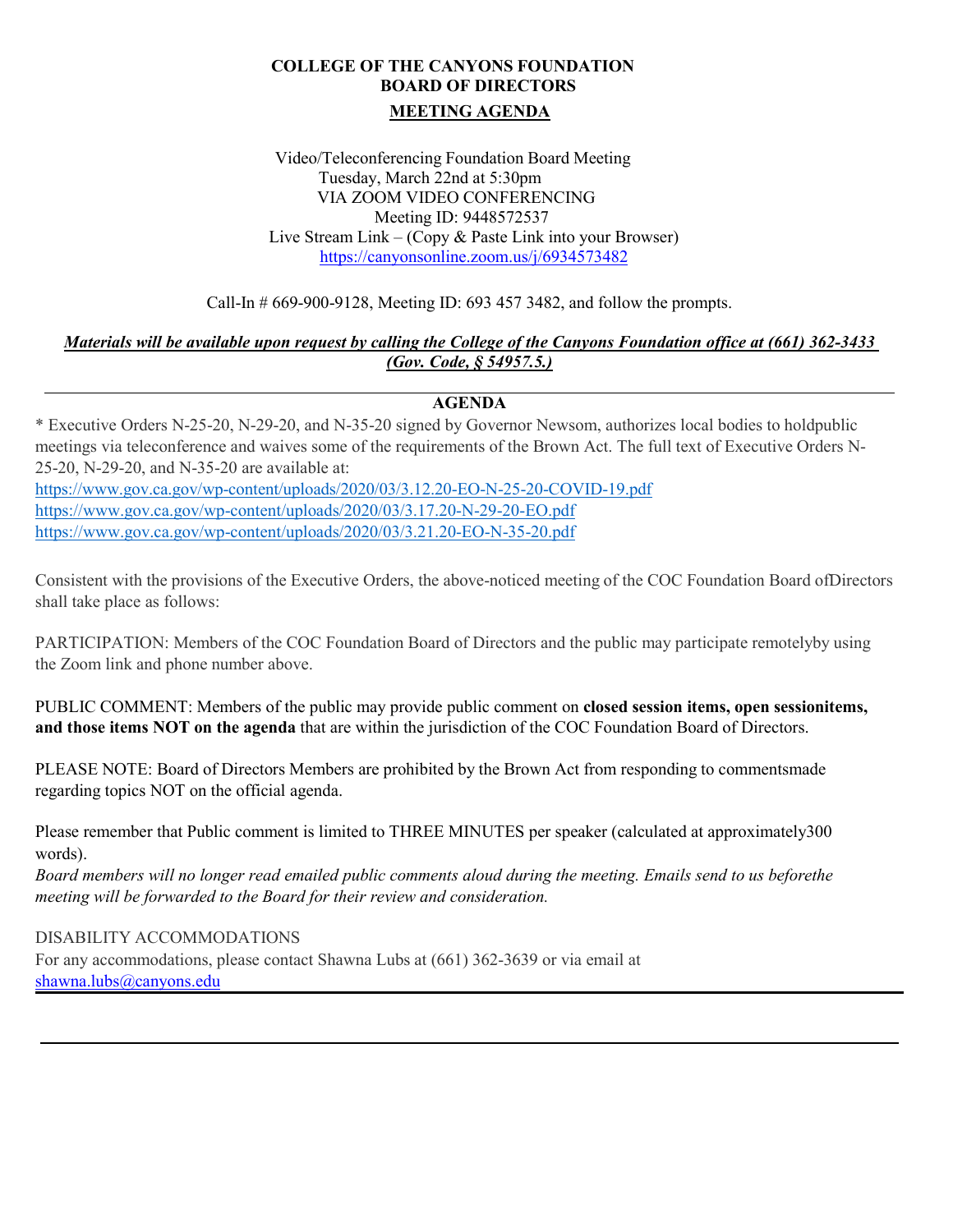**COLLEGE OF THE CANYONS FOUNDATION**
**BOARD OF DIRECTORS**

**MEETING AGENDA**

Video/Teleconferencing Foundation Board Meeting
Tuesday, March 22nd at 5:30pm
VIA ZOOM VIDEO CONFERENCING
Meeting ID: 9448572537
Live Stream Link – (Copy & Paste Link into your Browser)
https://canyonsonline.zoom.us/j/6934573482

Call-In # 669-900-9128, Meeting ID: 693 457 3482, and follow the prompts.

***Materials will be available upon request by calling the College of the Canyons Foundation office at (661) 362-3433 (Gov. Code, § 54957.5.)***

---

**AGENDA**

* Executive Orders N-25-20, N-29-20, and N-35-20 signed by Governor Newsom, authorizes local bodies to holdpublic meetings via teleconference and waives some of the requirements of the Brown Act. The full text of Executive Orders N-25-20, N-29-20, and N-35-20 are available at:
https://www.gov.ca.gov/wp-content/uploads/2020/03/3.12.20-EO-N-25-20-COVID-19.pdf
https://www.gov.ca.gov/wp-content/uploads/2020/03/3.17.20-N-29-20-EO.pdf
https://www.gov.ca.gov/wp-content/uploads/2020/03/3.21.20-EO-N-35-20.pdf

Consistent with the provisions of the Executive Orders, the above-noticed meeting of the COC Foundation Board ofDirectors shall take place as follows:

PARTICIPATION: Members of the COC Foundation Board of Directors and the public may participate remotelyby using the Zoom link and phone number above.

PUBLIC COMMENT: Members of the public may provide public comment on **closed session items, open sessionitems, and those items NOT on the agenda** that are within the jurisdiction of the COC Foundation Board of Directors.

PLEASE NOTE: Board of Directors Members are prohibited by the Brown Act from responding to commentsmade regarding topics NOT on the official agenda.

Please remember that Public comment is limited to THREE MINUTES per speaker (calculated at approximately300 words).
*Board members will no longer read emailed public comments aloud during the meeting. Emails send to us beforethe meeting will be forwarded to the Board for their review and consideration.*

DISABILITY ACCOMMODATIONS
For any accommodations, please contact Shawna Lubs at (661) 362-3639 or via email at shawna.lubs@canyons.edu

---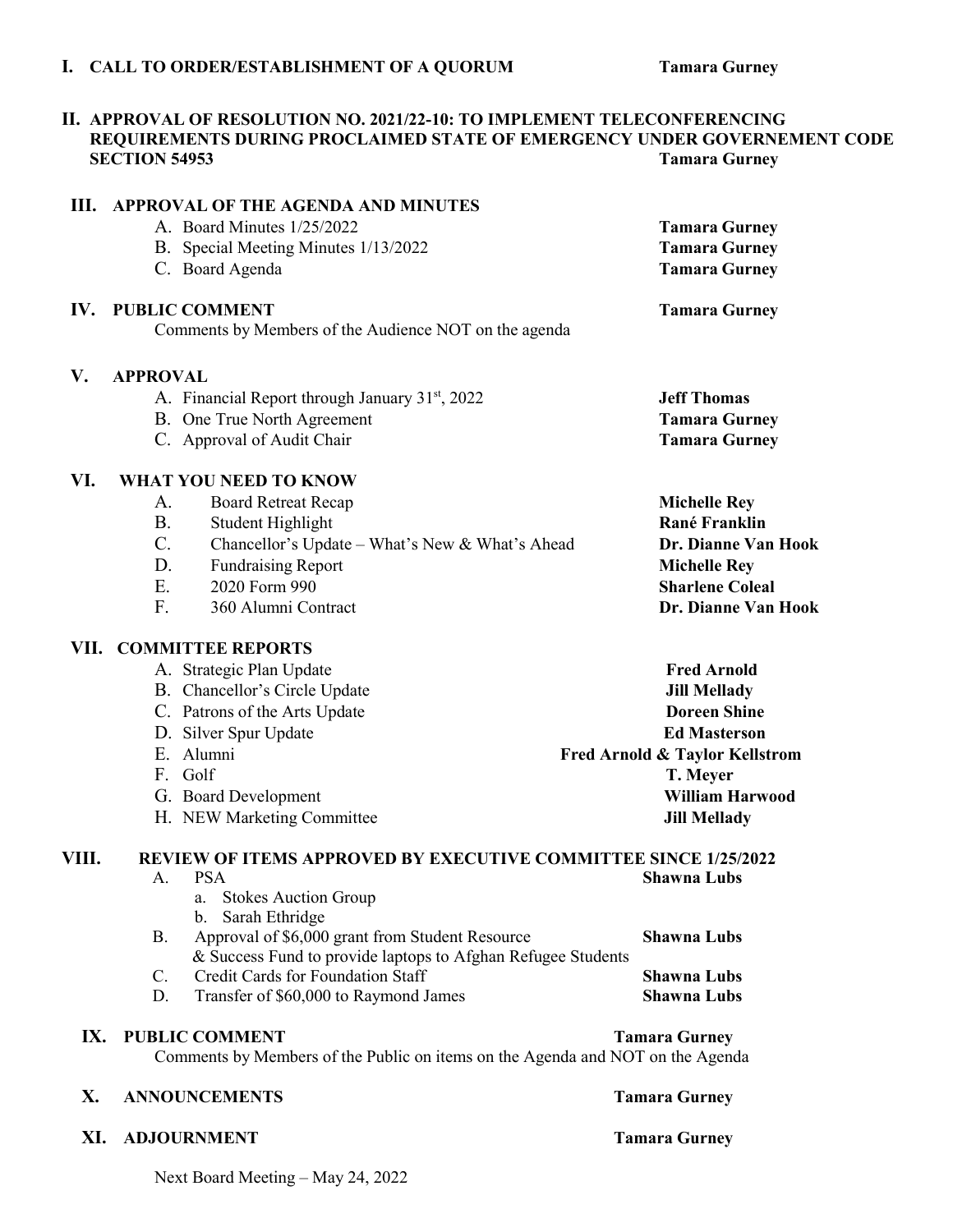**I. CALL TO ORDER/ESTABLISHMENT OF A QUORUM** **Tamara Gurney**

**II. APPROVAL OF RESOLUTION NO. 2021/22-10: TO IMPLEMENT TELECONFERENCING REQUIREMENTS DURING PROCLAIMED STATE OF EMERGENCY UNDER GOVERENEMENT CODE SECTION 54953** **Tamara Gurney**

**III. APPROVAL OF THE AGENDA AND MINUTES**

- A. Board Minutes 1/25/2022 — **Tamara Gurney**
- B. Special Meeting Minutes 1/13/2022 — **Tamara Gurney**
- C. Board Agenda — **Tamara Gurney**

**IV. PUBLIC COMMENT** **Tamara Gurney**

Comments by Members of the Audience NOT on the agenda

**V. APPROVAL**

- A. Financial Report through January 31st, 2022 — **Jeff Thomas**
- B. One True North Agreement — **Tamara Gurney**
- C. Approval of Audit Chair — **Tamara Gurney**

**VI. WHAT YOU NEED TO KNOW**

- A. Board Retreat Recap — **Michelle Rey**
- B. Student Highlight — **Rané Franklin**
- C. Chancellor's Update – What's New & What's Ahead — **Dr. Dianne Van Hook**
- D. Fundraising Report — **Michelle Rey**
- E. 2020 Form 990 — **Sharlene Coleal**
- F. 360 Alumni Contract — **Dr. Dianne Van Hook**

**VII. COMMITTEE REPORTS**

- A. Strategic Plan Update — **Fred Arnold**
- B. Chancellor's Circle Update — **Jill Mellady**
- C. Patrons of the Arts Update — **Doreen Shine**
- D. Silver Spur Update — **Ed Masterson**
- E. Alumni — **Fred Arnold & Taylor Kellstrom**
- F. Golf — **T. Meyer**
- G. Board Development — **William Harwood**
- H. NEW Marketing Committee — **Jill Mellady**

**VIII. REVIEW OF ITEMS APPROVED BY EXECUTIVE COMMITTEE SINCE 1/25/2022**

- A. PSA — **Shawna Lubs**
  - a. Stokes Auction Group
  - b. Sarah Ethridge
- B. Approval of $6,000 grant from Student Resource & Success Fund to provide laptops to Afghan Refugee Students — **Shawna Lubs**
- C. Credit Cards for Foundation Staff — **Shawna Lubs**
- D. Transfer of $60,000 to Raymond James — **Shawna Lubs**

**IX. PUBLIC COMMENT** **Tamara Gurney**

Comments by Members of the Public on items on the Agenda and NOT on the Agenda

**X. ANNOUNCEMENTS** **Tamara Gurney**

**XI. ADJOURNMENT** **Tamara Gurney**

Next Board Meeting – May 24, 2022